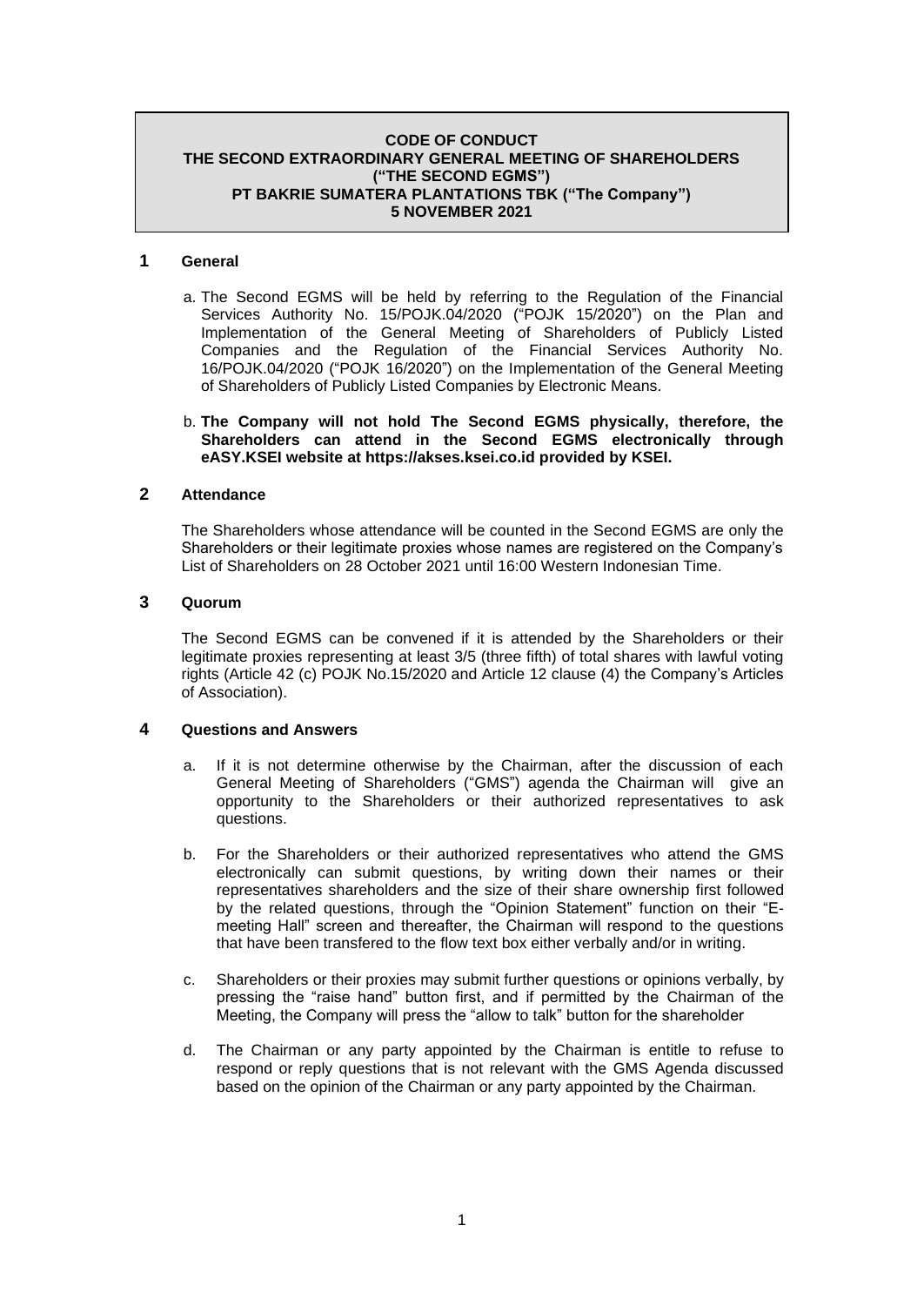**CODE OF CONDUCT**
**THE SECOND EXTRAORDINARY GENERAL MEETING OF SHAREHOLDERS ("THE SECOND EGMS")**
**PT BAKRIE SUMATERA PLANTATIONS TBK ("The Company")**
**5 NOVEMBER 2021**

## 1 General

a. The Second EGMS will be held by referring to the Regulation of the Financial Services Authority No. 15/POJK.04/2020 ("POJK 15/2020") on the Plan and Implementation of the General Meeting of Shareholders of Publicly Listed Companies and the Regulation of the Financial Services Authority No. 16/POJK.04/2020 ("POJK 16/2020") on the Implementation of the General Meeting of Shareholders of Publicly Listed Companies by Electronic Means.

b. **The Company will not hold The Second EGMS physically, therefore, the Shareholders can attend in the Second EGMS electronically through eASY.KSEI website at https://akses.ksei.co.id provided by KSEI.**

## 2 Attendance

The Shareholders whose attendance will be counted in the Second EGMS are only the Shareholders or their legitimate proxies whose names are registered on the Company's List of Shareholders on 28 October 2021 until 16:00 Western Indonesian Time.

## 3 Quorum

The Second EGMS can be convened if it is attended by the Shareholders or their legitimate proxies representing at least 3/5 (three fifth) of total shares with lawful voting rights (Article 42 (c) POJK No.15/2020 and Article 12 clause (4) the Company's Articles of Association).

## 4 Questions and Answers

a. If it is not determine otherwise by the Chairman, after the discussion of each General Meeting of Shareholders ("GMS") agenda the Chairman will give an opportunity to the Shareholders or their authorized representatives to ask questions.

b. For the Shareholders or their authorized representatives who attend the GMS electronically can submit questions, by writing down their names or their representatives shareholders and the size of their share ownership first followed by the related questions, through the "Opinion Statement" function on their "E-meeting Hall" screen and thereafter, the Chairman will respond to the questions that have been transfered to the flow text box either verbally and/or in writing.

c. Shareholders or their proxies may submit further questions or opinions verbally, by pressing the "raise hand" button first, and if permitted by the Chairman of the Meeting, the Company will press the "allow to talk" button for the shareholder

d. The Chairman or any party appointed by the Chairman is entitle to refuse to respond or reply questions that is not relevant with the GMS Agenda discussed based on the opinion of the Chairman or any party appointed by the Chairman.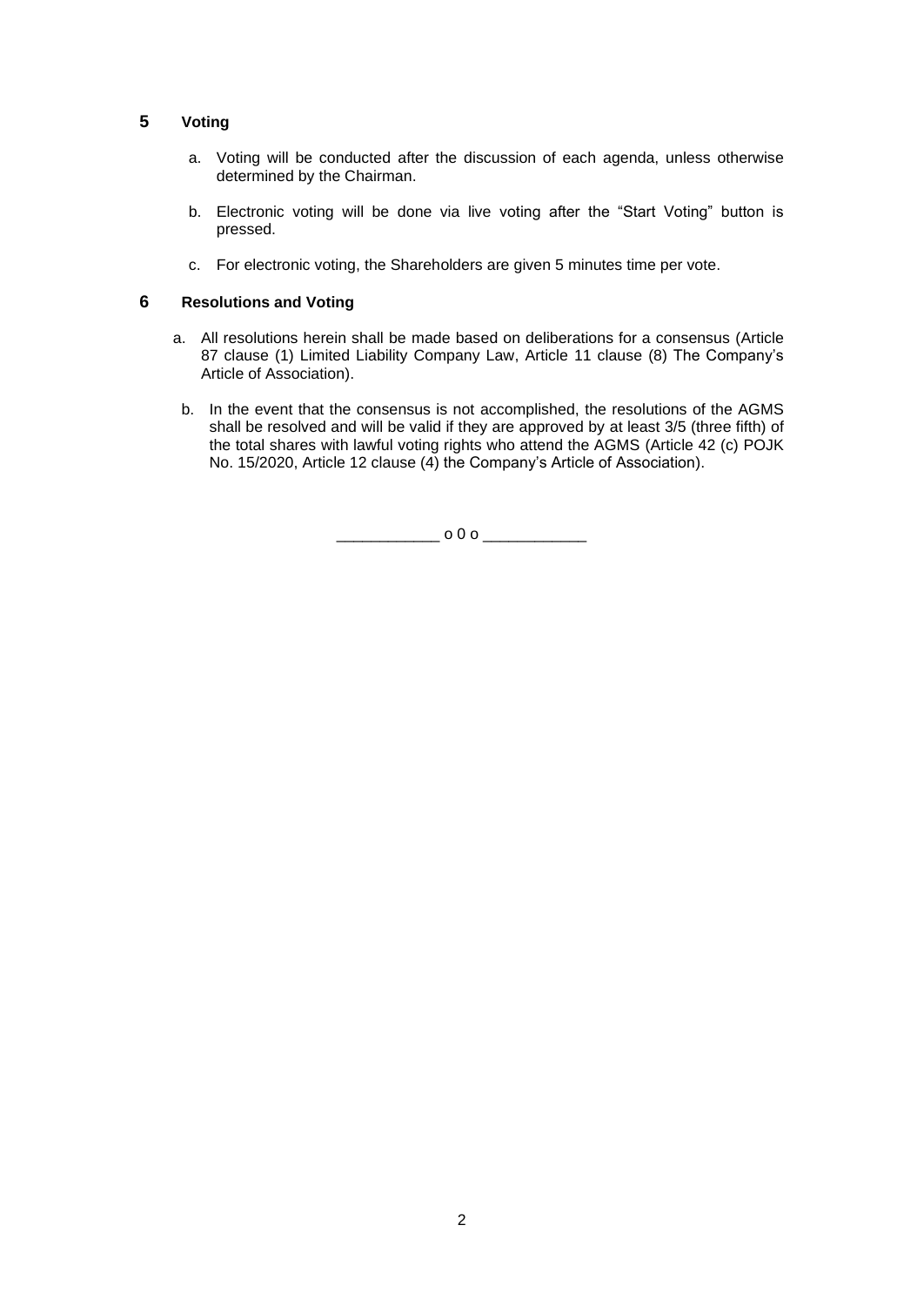## 5 Voting

a. Voting will be conducted after the discussion of each agenda, unless otherwise determined by the Chairman.

b. Electronic voting will be done via live voting after the "Start Voting" button is pressed.

c. For electronic voting, the Shareholders are given 5 minutes time per vote.

## 6 Resolutions and Voting

a. All resolutions herein shall be made based on deliberations for a consensus (Article 87 clause (1) Limited Liability Company Law, Article 11 clause (8) The Company's Article of Association).

b. In the event that the consensus is not accomplished, the resolutions of the AGMS shall be resolved and will be valid if they are approved by at least 3/5 (three fifth) of the total shares with lawful voting rights who attend the AGMS (Article 42 (c) POJK No. 15/2020, Article 12 clause (4) the Company's Article of Association).

____________ o 0 o ____________